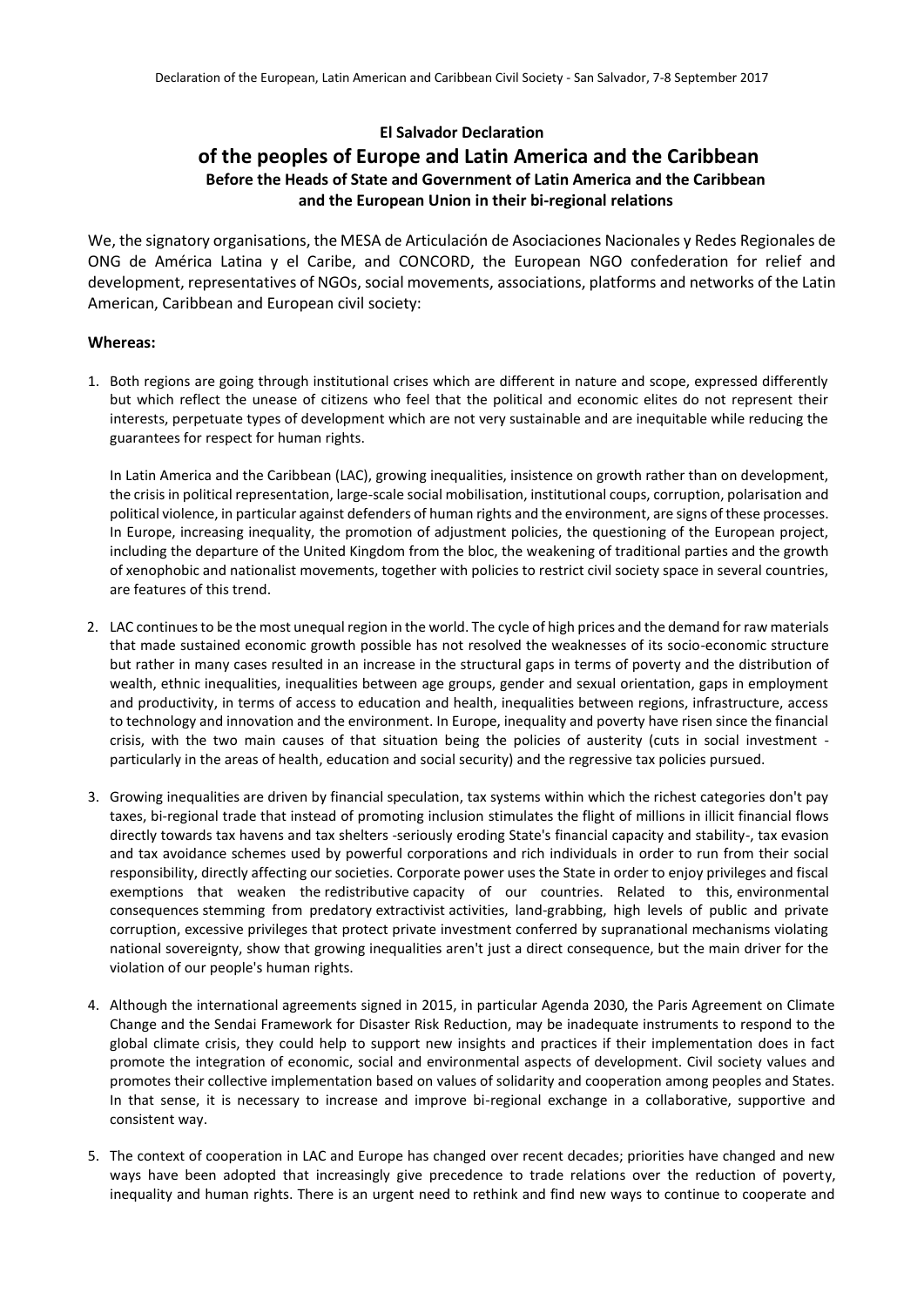**El Salvador Declaration**

## of the peoples of Europe and Latin America and the Caribbean

**Before the Heads of State and Government of Latin America and the Caribbean and the European Union in their bi-regional relations**

We, the signatory organisations, the MESA de Articulación de Asociaciones Nacionales y Redes Regionales de ONG de América Latina y el Caribe, and CONCORD, the European NGO confederation for relief and development, representatives of NGOs, social movements, associations, platforms and networks of the Latin American, Caribbean and European civil society:

**Whereas:**

1. Both regions are going through institutional crises which are different in nature and scope, expressed differently but which reflect the unease of citizens who feel that the political and economic elites do not represent their interests, perpetuate types of development which are not very sustainable and are inequitable while reducing the guarantees for respect for human rights.

   In Latin America and the Caribbean (LAC), growing inequalities, insistence on growth rather than on development, the crisis in political representation, large-scale social mobilisation, institutional coups, corruption, polarisation and political violence, in particular against defenders of human rights and the environment, are signs of these processes. In Europe, increasing inequality, the promotion of adjustment policies, the questioning of the European project, including the departure of the United Kingdom from the bloc, the weakening of traditional parties and the growth of xenophobic and nationalist movements, together with policies to restrict civil society space in several countries, are features of this trend.

2. LAC continues to be the most unequal region in the world. The cycle of high prices and the demand for raw materials that made sustained economic growth possible has not resolved the weaknesses of its socio-economic structure but rather in many cases resulted in an increase in the structural gaps in terms of poverty and the distribution of wealth, ethnic inequalities, inequalities between age groups, gender and sexual orientation, gaps in employment and productivity, in terms of access to education and health, inequalities between regions, infrastructure, access to technology and innovation and the environment. In Europe, inequality and poverty have risen since the financial crisis, with the two main causes of that situation being the policies of austerity (cuts in social investment - particularly in the areas of health, education and social security) and the regressive tax policies pursued.

3. Growing inequalities are driven by financial speculation, tax systems within which the richest categories don't pay taxes, bi-regional trade that instead of promoting inclusion stimulates the flight of millions in illicit financial flows directly towards tax havens and tax shelters -seriously eroding State's financial capacity and stability-, tax evasion and tax avoidance schemes used by powerful corporations and rich individuals in order to run from their social responsibility, directly affecting our societies. Corporate power uses the State in order to enjoy privileges and fiscal exemptions that weaken the redistributive capacity of our countries. Related to this, environmental consequences stemming from predatory extractivist activities, land-grabbing, high levels of public and private corruption, excessive privileges that protect private investment conferred by supranational mechanisms violating national sovereignty, show that growing inequalities aren't just a direct consequence, but the main driver for the violation of our people's human rights.

4. Although the international agreements signed in 2015, in particular Agenda 2030, the Paris Agreement on Climate Change and the Sendai Framework for Disaster Risk Reduction, may be inadequate instruments to respond to the global climate crisis, they could help to support new insights and practices if their implementation does in fact promote the integration of economic, social and environmental aspects of development. Civil society values and promotes their collective implementation based on values of solidarity and cooperation among peoples and States. In that sense, it is necessary to increase and improve bi-regional exchange in a collaborative, supportive and consistent way.

5. The context of cooperation in LAC and Europe has changed over recent decades; priorities have changed and new ways have been adopted that increasingly give precedence to trade relations over the reduction of poverty, inequality and human rights. There is an urgent need to rethink and find new ways to continue to cooperate and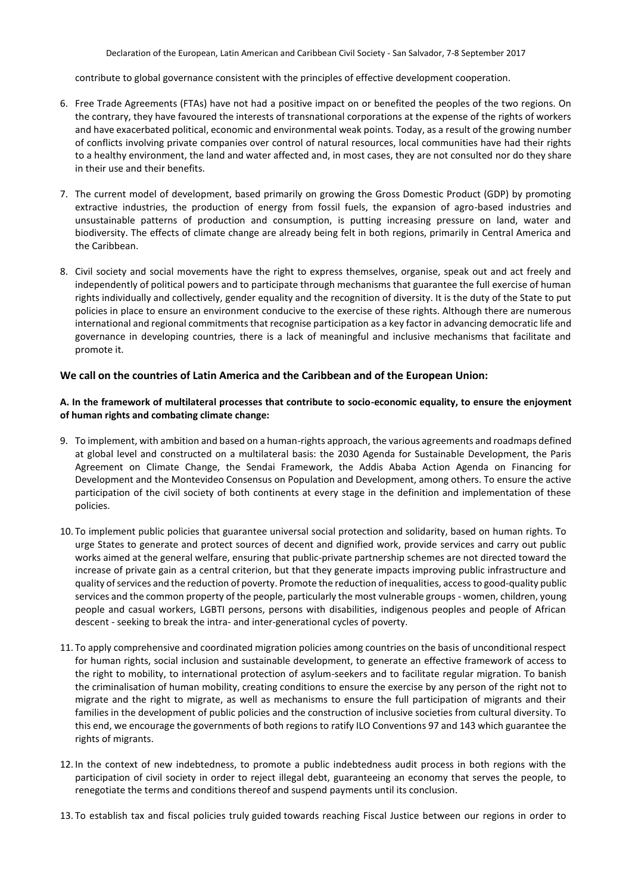contribute to global governance consistent with the principles of effective development cooperation.

6. Free Trade Agreements (FTAs) have not had a positive impact on or benefited the peoples of the two regions. On the contrary, they have favoured the interests of transnational corporations at the expense of the rights of workers and have exacerbated political, economic and environmental weak points. Today, as a result of the growing number of conflicts involving private companies over control of natural resources, local communities have had their rights to a healthy environment, the land and water affected and, in most cases, they are not consulted nor do they share in their use and their benefits.

7. The current model of development, based primarily on growing the Gross Domestic Product (GDP) by promoting extractive industries, the production of energy from fossil fuels, the expansion of agro-based industries and unsustainable patterns of production and consumption, is putting increasing pressure on land, water and biodiversity. The effects of climate change are already being felt in both regions, primarily in Central America and the Caribbean.

8. Civil society and social movements have the right to express themselves, organise, speak out and act freely and independently of political powers and to participate through mechanisms that guarantee the full exercise of human rights individually and collectively, gender equality and the recognition of diversity. It is the duty of the State to put policies in place to ensure an environment conducive to the exercise of these rights. Although there are numerous international and regional commitments that recognise participation as a key factor in advancing democratic life and governance in developing countries, there is a lack of meaningful and inclusive mechanisms that facilitate and promote it.

### We call on the countries of Latin America and the Caribbean and of the European Union:

**A. In the framework of multilateral processes that contribute to socio-economic equality, to ensure the enjoyment of human rights and combating climate change:**

9. To implement, with ambition and based on a human-rights approach, the various agreements and roadmaps defined at global level and constructed on a multilateral basis: the 2030 Agenda for Sustainable Development, the Paris Agreement on Climate Change, the Sendai Framework, the Addis Ababa Action Agenda on Financing for Development and the Montevideo Consensus on Population and Development, among others. To ensure the active participation of the civil society of both continents at every stage in the definition and implementation of these policies.

10. To implement public policies that guarantee universal social protection and solidarity, based on human rights. To urge States to generate and protect sources of decent and dignified work, provide services and carry out public works aimed at the general welfare, ensuring that public-private partnership schemes are not directed toward the increase of private gain as a central criterion, but that they generate impacts improving public infrastructure and quality of services and the reduction of poverty. Promote the reduction of inequalities, access to good-quality public services and the common property of the people, particularly the most vulnerable groups - women, children, young people and casual workers, LGBTI persons, persons with disabilities, indigenous peoples and people of African descent - seeking to break the intra- and inter-generational cycles of poverty.

11. To apply comprehensive and coordinated migration policies among countries on the basis of unconditional respect for human rights, social inclusion and sustainable development, to generate an effective framework of access to the right to mobility, to international protection of asylum-seekers and to facilitate regular migration. To banish the criminalisation of human mobility, creating conditions to ensure the exercise by any person of the right not to migrate and the right to migrate, as well as mechanisms to ensure the full participation of migrants and their families in the development of public policies and the construction of inclusive societies from cultural diversity. To this end, we encourage the governments of both regions to ratify ILO Conventions 97 and 143 which guarantee the rights of migrants.

12. In the context of new indebtedness, to promote a public indebtedness audit process in both regions with the participation of civil society in order to reject illegal debt, guaranteeing an economy that serves the people, to renegotiate the terms and conditions thereof and suspend payments until its conclusion.

13. To establish tax and fiscal policies truly guided towards reaching Fiscal Justice between our regions in order to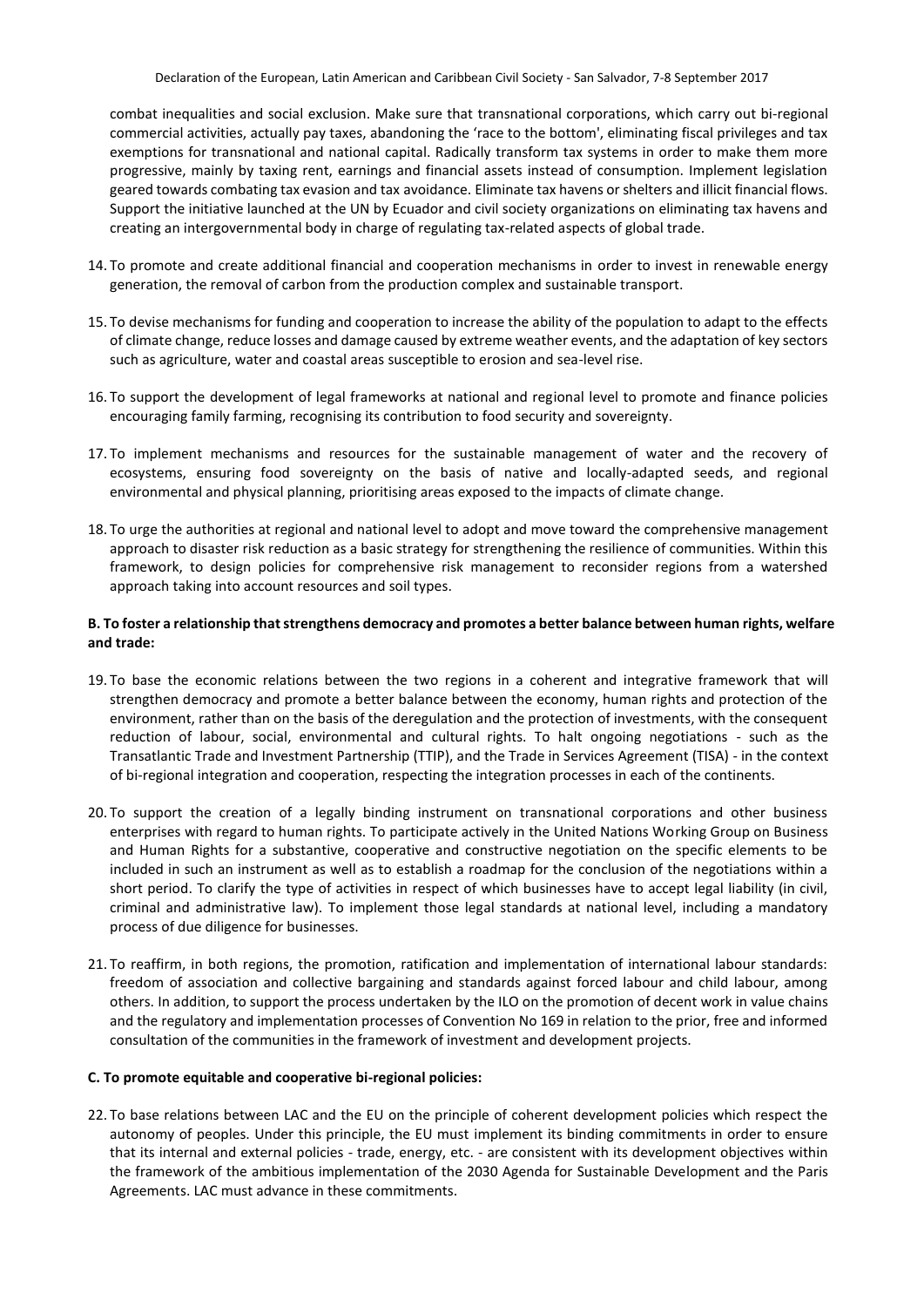combat inequalities and social exclusion. Make sure that transnational corporations, which carry out bi-regional commercial activities, actually pay taxes, abandoning the 'race to the bottom', eliminating fiscal privileges and tax exemptions for transnational and national capital. Radically transform tax systems in order to make them more progressive, mainly by taxing rent, earnings and financial assets instead of consumption. Implement legislation geared towards combating tax evasion and tax avoidance. Eliminate tax havens or shelters and illicit financial flows. Support the initiative launched at the UN by Ecuador and civil society organizations on eliminating tax havens and creating an intergovernmental body in charge of regulating tax-related aspects of global trade.

14. To promote and create additional financial and cooperation mechanisms in order to invest in renewable energy generation, the removal of carbon from the production complex and sustainable transport.

15. To devise mechanisms for funding and cooperation to increase the ability of the population to adapt to the effects of climate change, reduce losses and damage caused by extreme weather events, and the adaptation of key sectors such as agriculture, water and coastal areas susceptible to erosion and sea-level rise.

16. To support the development of legal frameworks at national and regional level to promote and finance policies encouraging family farming, recognising its contribution to food security and sovereignty.

17. To implement mechanisms and resources for the sustainable management of water and the recovery of ecosystems, ensuring food sovereignty on the basis of native and locally-adapted seeds, and regional environmental and physical planning, prioritising areas exposed to the impacts of climate change.

18. To urge the authorities at regional and national level to adopt and move toward the comprehensive management approach to disaster risk reduction as a basic strategy for strengthening the resilience of communities. Within this framework, to design policies for comprehensive risk management to reconsider regions from a watershed approach taking into account resources and soil types.

**B. To foster a relationship that strengthens democracy and promotes a better balance between human rights, welfare and trade:**

19. To base the economic relations between the two regions in a coherent and integrative framework that will strengthen democracy and promote a better balance between the economy, human rights and protection of the environment, rather than on the basis of the deregulation and the protection of investments, with the consequent reduction of labour, social, environmental and cultural rights. To halt ongoing negotiations - such as the Transatlantic Trade and Investment Partnership (TTIP), and the Trade in Services Agreement (TISA) - in the context of bi-regional integration and cooperation, respecting the integration processes in each of the continents.

20. To support the creation of a legally binding instrument on transnational corporations and other business enterprises with regard to human rights. To participate actively in the United Nations Working Group on Business and Human Rights for a substantive, cooperative and constructive negotiation on the specific elements to be included in such an instrument as well as to establish a roadmap for the conclusion of the negotiations within a short period. To clarify the type of activities in respect of which businesses have to accept legal liability (in civil, criminal and administrative law). To implement those legal standards at national level, including a mandatory process of due diligence for businesses.

21. To reaffirm, in both regions, the promotion, ratification and implementation of international labour standards: freedom of association and collective bargaining and standards against forced labour and child labour, among others. In addition, to support the process undertaken by the ILO on the promotion of decent work in value chains and the regulatory and implementation processes of Convention No 169 in relation to the prior, free and informed consultation of the communities in the framework of investment and development projects.

**C. To promote equitable and cooperative bi-regional policies:**

22. To base relations between LAC and the EU on the principle of coherent development policies which respect the autonomy of peoples. Under this principle, the EU must implement its binding commitments in order to ensure that its internal and external policies - trade, energy, etc. - are consistent with its development objectives within the framework of the ambitious implementation of the 2030 Agenda for Sustainable Development and the Paris Agreements. LAC must advance in these commitments.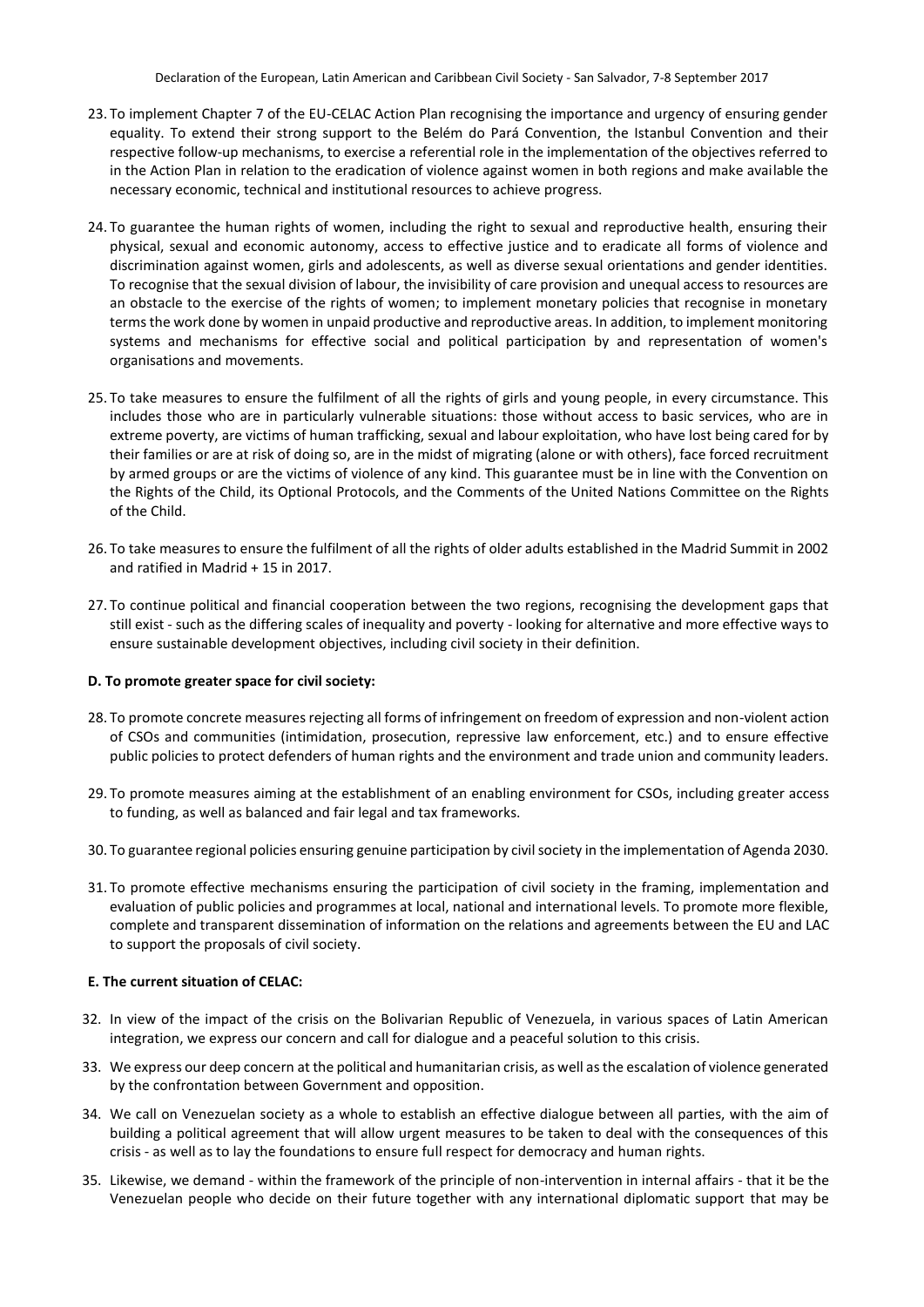23. To implement Chapter 7 of the EU-CELAC Action Plan recognising the importance and urgency of ensuring gender equality. To extend their strong support to the Belém do Pará Convention, the Istanbul Convention and their respective follow-up mechanisms, to exercise a referential role in the implementation of the objectives referred to in the Action Plan in relation to the eradication of violence against women in both regions and make available the necessary economic, technical and institutional resources to achieve progress.

24. To guarantee the human rights of women, including the right to sexual and reproductive health, ensuring their physical, sexual and economic autonomy, access to effective justice and to eradicate all forms of violence and discrimination against women, girls and adolescents, as well as diverse sexual orientations and gender identities. To recognise that the sexual division of labour, the invisibility of care provision and unequal access to resources are an obstacle to the exercise of the rights of women; to implement monetary policies that recognise in monetary terms the work done by women in unpaid productive and reproductive areas. In addition, to implement monitoring systems and mechanisms for effective social and political participation by and representation of women's organisations and movements.

25. To take measures to ensure the fulfilment of all the rights of girls and young people, in every circumstance. This includes those who are in particularly vulnerable situations: those without access to basic services, who are in extreme poverty, are victims of human trafficking, sexual and labour exploitation, who have lost being cared for by their families or are at risk of doing so, are in the midst of migrating (alone or with others), face forced recruitment by armed groups or are the victims of violence of any kind. This guarantee must be in line with the Convention on the Rights of the Child, its Optional Protocols, and the Comments of the United Nations Committee on the Rights of the Child.

26. To take measures to ensure the fulfilment of all the rights of older adults established in the Madrid Summit in 2002 and ratified in Madrid + 15 in 2017.

27. To continue political and financial cooperation between the two regions, recognising the development gaps that still exist - such as the differing scales of inequality and poverty - looking for alternative and more effective ways to ensure sustainable development objectives, including civil society in their definition.

**D. To promote greater space for civil society:**

28. To promote concrete measures rejecting all forms of infringement on freedom of expression and non-violent action of CSOs and communities (intimidation, prosecution, repressive law enforcement, etc.) and to ensure effective public policies to protect defenders of human rights and the environment and trade union and community leaders.

29. To promote measures aiming at the establishment of an enabling environment for CSOs, including greater access to funding, as well as balanced and fair legal and tax frameworks.

30. To guarantee regional policies ensuring genuine participation by civil society in the implementation of Agenda 2030.

31. To promote effective mechanisms ensuring the participation of civil society in the framing, implementation and evaluation of public policies and programmes at local, national and international levels. To promote more flexible, complete and transparent dissemination of information on the relations and agreements between the EU and LAC to support the proposals of civil society.

**E. The current situation of CELAC:**

32. In view of the impact of the crisis on the Bolivarian Republic of Venezuela, in various spaces of Latin American integration, we express our concern and call for dialogue and a peaceful solution to this crisis.

33. We express our deep concern at the political and humanitarian crisis, as well as the escalation of violence generated by the confrontation between Government and opposition.

34. We call on Venezuelan society as a whole to establish an effective dialogue between all parties, with the aim of building a political agreement that will allow urgent measures to be taken to deal with the consequences of this crisis - as well as to lay the foundations to ensure full respect for democracy and human rights.

35. Likewise, we demand - within the framework of the principle of non-intervention in internal affairs - that it be the Venezuelan people who decide on their future together with any international diplomatic support that may be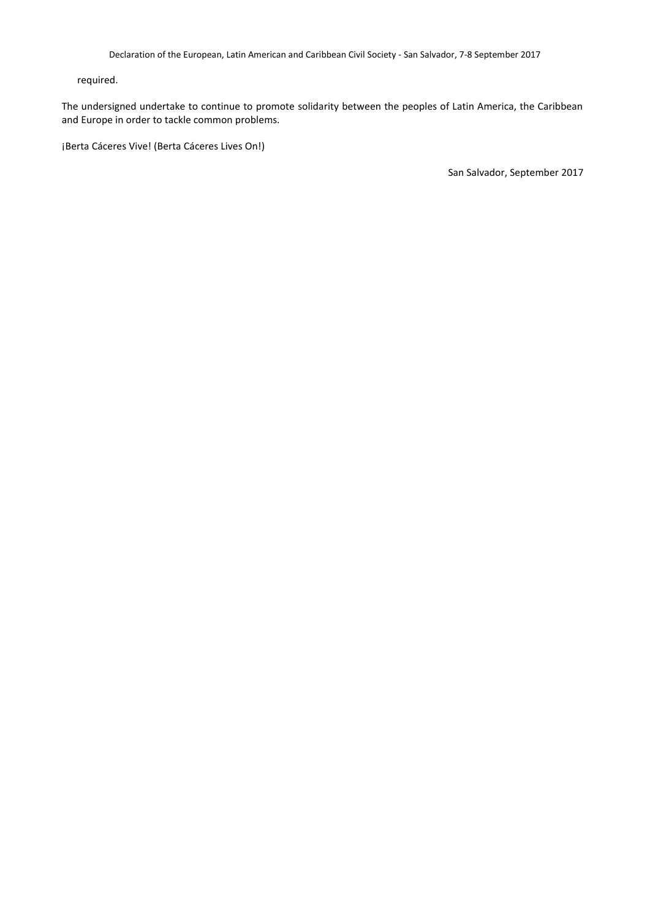required.

The undersigned undertake to continue to promote solidarity between the peoples of Latin America, the Caribbean and Europe in order to tackle common problems.

¡Berta Cáceres Vive! (Berta Cáceres Lives On!)

San Salvador, September 2017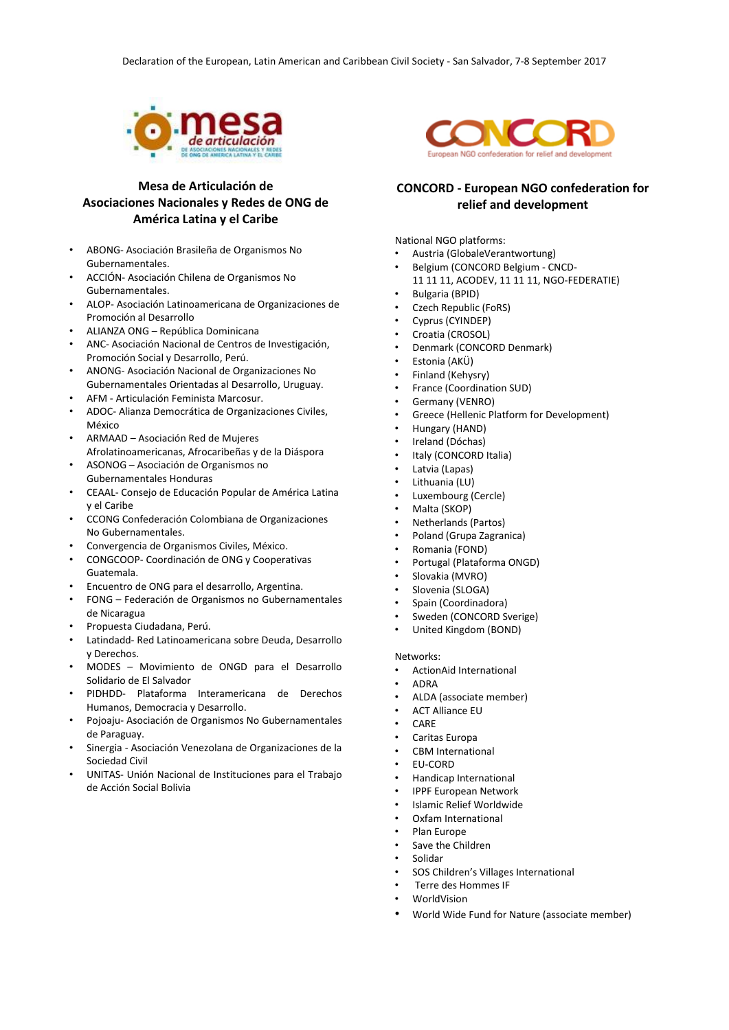## Mesa de Articulación de Asociaciones Nacionales y Redes de ONG de América Latina y el Caribe

- ABONG- Asociación Brasileña de Organismos No Gubernamentales.
- ACCIÓN- Asociación Chilena de Organismos No Gubernamentales.
- ALOP- Asociación Latinoamericana de Organizaciones de Promoción al Desarrollo
- ALIANZA ONG – República Dominicana
- ANC- Asociación Nacional de Centros de Investigación, Promoción Social y Desarrollo, Perú.
- ANONG- Asociación Nacional de Organizaciones No Gubernamentales Orientadas al Desarrollo, Uruguay.
- AFM - Articulación Feminista Marcosur.
- ADOC- Alianza Democrática de Organizaciones Civiles, México
- ARMAAD – Asociación Red de Mujeres Afrolatinoamericanas, Afrocaribeñas y de la Diáspora
- ASONOG – Asociación de Organismos no Gubernamentales Honduras
- CEAAL- Consejo de Educación Popular de América Latina y el Caribe
- CCONG Confederación Colombiana de Organizaciones No Gubernamentales.
- Convergencia de Organismos Civiles, México.
- CONGCOOP- Coordinación de ONG y Cooperativas Guatemala.
- Encuentro de ONG para el desarrollo, Argentina.
- FONG – Federación de Organismos no Gubernamentales de Nicaragua
- Propuesta Ciudadana, Perú.
- Latindadd- Red Latinoamericana sobre Deuda, Desarrollo y Derechos.
- MODES – Movimiento de ONGD para el Desarrollo Solidario de El Salvador
- PIDHDD- Plataforma Interamericana de Derechos Humanos, Democracia y Desarrollo.
- Pojoaju- Asociación de Organismos No Gubernamentales de Paraguay.
- Sinergia - Asociación Venezolana de Organizaciones de la Sociedad Civil
- UNITAS- Unión Nacional de Instituciones para el Trabajo de Acción Social Bolivia

## CONCORD - European NGO confederation for relief and development

National NGO platforms:

- Austria (GlobaleVerantwortung)
- Belgium (CONCORD Belgium - CNCD-11 11 11, ACODEV, 11 11 11, NGO-FEDERATIE)
- Bulgaria (BPID)
- Czech Republic (FoRS)
- Cyprus (CYINDEP)
- Croatia (CROSOL)
- Denmark (CONCORD Denmark)
- Estonia (AKÜ)
- Finland (Kehysry)
- France (Coordination SUD)
- Germany (VENRO)
- Greece (Hellenic Platform for Development)
- Hungary (HAND)
- Ireland (Dóchas)
- Italy (CONCORD Italia)
- Latvia (Lapas)
- Lithuania (LU)
- Luxembourg (Cercle)
- Malta (SKOP)
- Netherlands (Partos)
- Poland (Grupa Zagranica)
- Romania (FOND)
- Portugal (Plataforma ONGD)
- Slovakia (MVRO)
- Slovenia (SLOGA)
- Spain (Coordinadora)
- Sweden (CONCORD Sverige)
- United Kingdom (BOND)

Networks:

- ActionAid International
- ADRA
- ALDA (associate member)
- ACT Alliance EU
- CARE
- Caritas Europa
- CBM International
- EU-CORD
- Handicap International
- IPPF European Network
- Islamic Relief Worldwide
- Oxfam International
- Plan Europe
- Save the Children
- Solidar
- SOS Children's Villages International
- Terre des Hommes IF
- WorldVision
- World Wide Fund for Nature (associate member)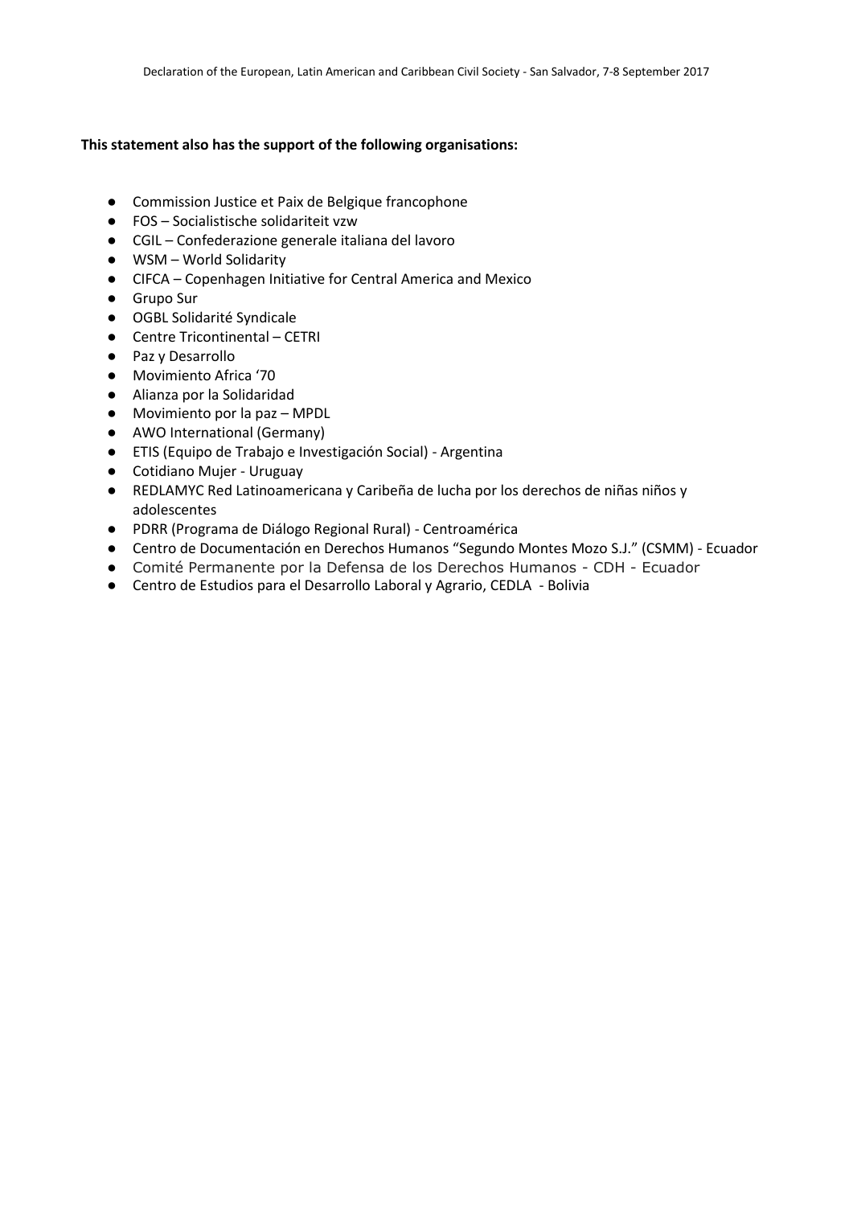**This statement also has the support of the following organisations:**

- Commission Justice et Paix de Belgique francophone
- FOS – Socialistische solidariteit vzw
- CGIL – Confederazione generale italiana del lavoro
- WSM – World Solidarity
- CIFCA – Copenhagen Initiative for Central America and Mexico
- Grupo Sur
- OGBL Solidarité Syndicale
- Centre Tricontinental – CETRI
- Paz y Desarrollo
- Movimiento Africa '70
- Alianza por la Solidaridad
- Movimiento por la paz – MPDL
- AWO International (Germany)
- ETIS (Equipo de Trabajo e Investigación Social) - Argentina
- Cotidiano Mujer - Uruguay
- REDLAMYC Red Latinoamericana y Caribeña de lucha por los derechos de niñas niños y adolescentes
- PDRR (Programa de Diálogo Regional Rural) - Centroamérica
- Centro de Documentación en Derechos Humanos "Segundo Montes Mozo S.J." (CSMM) - Ecuador
- Comité Permanente por la Defensa de los Derechos Humanos - CDH - Ecuador
- Centro de Estudios para el Desarrollo Laboral y Agrario, CEDLA - Bolivia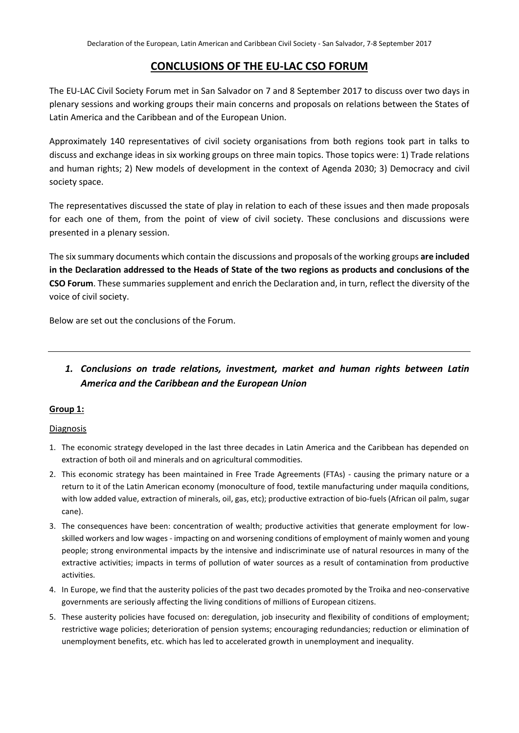## CONCLUSIONS OF THE EU-LAC CSO FORUM

The EU-LAC Civil Society Forum met in San Salvador on 7 and 8 September 2017 to discuss over two days in plenary sessions and working groups their main concerns and proposals on relations between the States of Latin America and the Caribbean and of the European Union.

Approximately 140 representatives of civil society organisations from both regions took part in talks to discuss and exchange ideas in six working groups on three main topics. Those topics were: 1) Trade relations and human rights; 2) New models of development in the context of Agenda 2030; 3) Democracy and civil society space.

The representatives discussed the state of play in relation to each of these issues and then made proposals for each one of them, from the point of view of civil society. These conclusions and discussions were presented in a plenary session.

The six summary documents which contain the discussions and proposals of the working groups **are included in the Declaration addressed to the Heads of State of the two regions as products and conclusions of the CSO Forum**. These summaries supplement and enrich the Declaration and, in turn, reflect the diversity of the voice of civil society.

Below are set out the conclusions of the Forum.

---

### *1. Conclusions on trade relations, investment, market and human rights between Latin America and the Caribbean and the European Union*

**Group 1:**

Diagnosis

1. The economic strategy developed in the last three decades in Latin America and the Caribbean has depended on extraction of both oil and minerals and on agricultural commodities.
2. This economic strategy has been maintained in Free Trade Agreements (FTAs) - causing the primary nature or a return to it of the Latin American economy (monoculture of food, textile manufacturing under maquila conditions, with low added value, extraction of minerals, oil, gas, etc); productive extraction of bio-fuels (African oil palm, sugar cane).
3. The consequences have been: concentration of wealth; productive activities that generate employment for low-skilled workers and low wages - impacting on and worsening conditions of employment of mainly women and young people; strong environmental impacts by the intensive and indiscriminate use of natural resources in many of the extractive activities; impacts in terms of pollution of water sources as a result of contamination from productive activities.
4. In Europe, we find that the austerity policies of the past two decades promoted by the Troika and neo-conservative governments are seriously affecting the living conditions of millions of European citizens.
5. These austerity policies have focused on: deregulation, job insecurity and flexibility of conditions of employment; restrictive wage policies; deterioration of pension systems; encouraging redundancies; reduction or elimination of unemployment benefits, etc. which has led to accelerated growth in unemployment and inequality.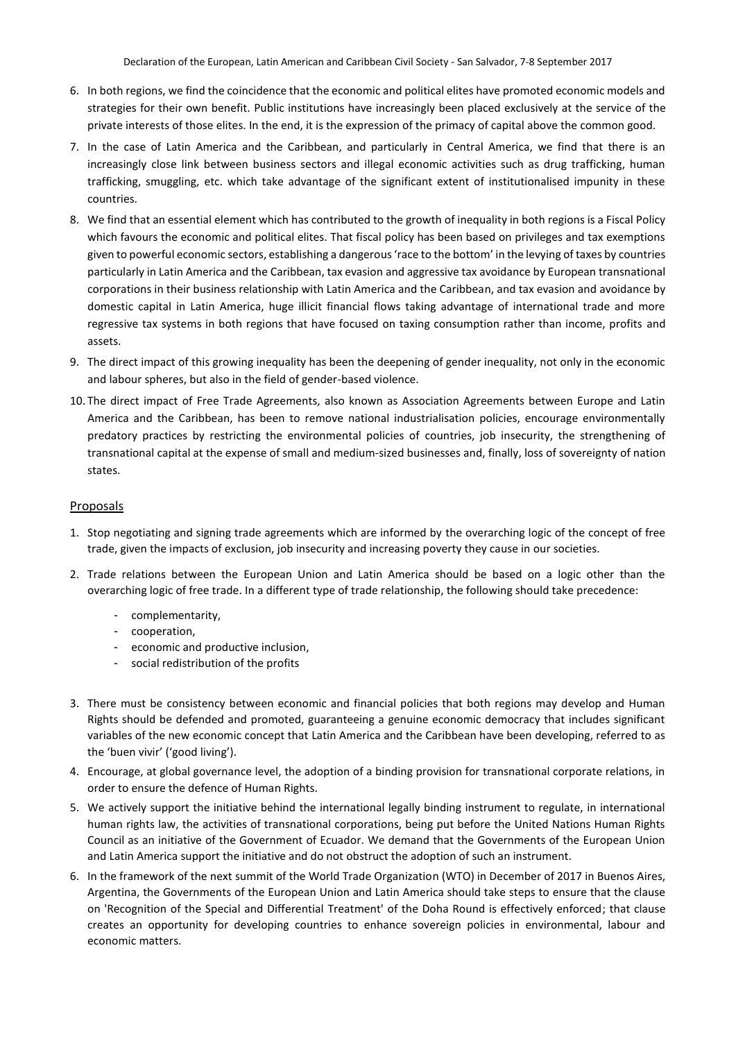6. In both regions, we find the coincidence that the economic and political elites have promoted economic models and strategies for their own benefit. Public institutions have increasingly been placed exclusively at the service of the private interests of those elites. In the end, it is the expression of the primacy of capital above the common good.
7. In the case of Latin America and the Caribbean, and particularly in Central America, we find that there is an increasingly close link between business sectors and illegal economic activities such as drug trafficking, human trafficking, smuggling, etc. which take advantage of the significant extent of institutionalised impunity in these countries.
8. We find that an essential element which has contributed to the growth of inequality in both regions is a Fiscal Policy which favours the economic and political elites. That fiscal policy has been based on privileges and tax exemptions given to powerful economic sectors, establishing a dangerous 'race to the bottom' in the levying of taxes by countries particularly in Latin America and the Caribbean, tax evasion and aggressive tax avoidance by European transnational corporations in their business relationship with Latin America and the Caribbean, and tax evasion and avoidance by domestic capital in Latin America, huge illicit financial flows taking advantage of international trade and more regressive tax systems in both regions that have focused on taxing consumption rather than income, profits and assets.
9. The direct impact of this growing inequality has been the deepening of gender inequality, not only in the economic and labour spheres, but also in the field of gender-based violence.
10. The direct impact of Free Trade Agreements, also known as Association Agreements between Europe and Latin America and the Caribbean, has been to remove national industrialisation policies, encourage environmentally predatory practices by restricting the environmental policies of countries, job insecurity, the strengthening of transnational capital at the expense of small and medium-sized businesses and, finally, loss of sovereignty of nation states.

## Proposals

1. Stop negotiating and signing trade agreements which are informed by the overarching logic of the concept of free trade, given the impacts of exclusion, job insecurity and increasing poverty they cause in our societies.
2. Trade relations between the European Union and Latin America should be based on a logic other than the overarching logic of free trade. In a different type of trade relationship, the following should take precedence:
   - complementarity,
   - cooperation,
   - economic and productive inclusion,
   - social redistribution of the profits
3. There must be consistency between economic and financial policies that both regions may develop and Human Rights should be defended and promoted, guaranteeing a genuine economic democracy that includes significant variables of the new economic concept that Latin America and the Caribbean have been developing, referred to as the 'buen vivir' ('good living').
4. Encourage, at global governance level, the adoption of a binding provision for transnational corporate relations, in order to ensure the defence of Human Rights.
5. We actively support the initiative behind the international legally binding instrument to regulate, in international human rights law, the activities of transnational corporations, being put before the United Nations Human Rights Council as an initiative of the Government of Ecuador. We demand that the Governments of the European Union and Latin America support the initiative and do not obstruct the adoption of such an instrument.
6. In the framework of the next summit of the World Trade Organization (WTO) in December of 2017 in Buenos Aires, Argentina, the Governments of the European Union and Latin America should take steps to ensure that the clause on 'Recognition of the Special and Differential Treatment' of the Doha Round is effectively enforced; that clause creates an opportunity for developing countries to enhance sovereign policies in environmental, labour and economic matters.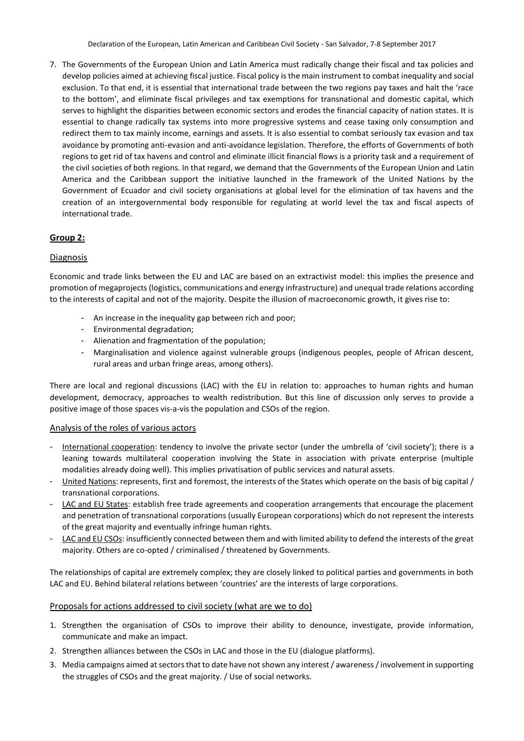7. The Governments of the European Union and Latin America must radically change their fiscal and tax policies and develop policies aimed at achieving fiscal justice. Fiscal policy is the main instrument to combat inequality and social exclusion. To that end, it is essential that international trade between the two regions pay taxes and halt the 'race to the bottom', and eliminate fiscal privileges and tax exemptions for transnational and domestic capital, which serves to highlight the disparities between economic sectors and erodes the financial capacity of nation states. It is essential to change radically tax systems into more progressive systems and cease taxing only consumption and redirect them to tax mainly income, earnings and assets. It is also essential to combat seriously tax evasion and tax avoidance by promoting anti-evasion and anti-avoidance legislation. Therefore, the efforts of Governments of both regions to get rid of tax havens and control and eliminate illicit financial flows is a priority task and a requirement of the civil societies of both regions. In that regard, we demand that the Governments of the European Union and Latin America and the Caribbean support the initiative launched in the framework of the United Nations by the Government of Ecuador and civil society organisations at global level for the elimination of tax havens and the creation of an intergovernmental body responsible for regulating at world level the tax and fiscal aspects of international trade.

## Group 2:

### Diagnosis

Economic and trade links between the EU and LAC are based on an extractivist model: this implies the presence and promotion of megaprojects (logistics, communications and energy infrastructure) and unequal trade relations according to the interests of capital and not of the majority. Despite the illusion of macroeconomic growth, it gives rise to:

- An increase in the inequality gap between rich and poor;
- Environmental degradation;
- Alienation and fragmentation of the population;
- Marginalisation and violence against vulnerable groups (indigenous peoples, people of African descent, rural areas and urban fringe areas, among others).

There are local and regional discussions (LAC) with the EU in relation to: approaches to human rights and human development, democracy, approaches to wealth redistribution. But this line of discussion only serves to provide a positive image of those spaces vis-a-vis the population and CSOs of the region.

### Analysis of the roles of various actors

- International cooperation: tendency to involve the private sector (under the umbrella of 'civil society'); there is a leaning towards multilateral cooperation involving the State in association with private enterprise (multiple modalities already doing well). This implies privatisation of public services and natural assets.
- United Nations: represents, first and foremost, the interests of the States which operate on the basis of big capital / transnational corporations.
- LAC and EU States: establish free trade agreements and cooperation arrangements that encourage the placement and penetration of transnational corporations (usually European corporations) which do not represent the interests of the great majority and eventually infringe human rights.
- LAC and EU CSOs: insufficiently connected between them and with limited ability to defend the interests of the great majority. Others are co-opted / criminalised / threatened by Governments.

The relationships of capital are extremely complex; they are closely linked to political parties and governments in both LAC and EU. Behind bilateral relations between 'countries' are the interests of large corporations.

### Proposals for actions addressed to civil society (what are we to do)

1. Strengthen the organisation of CSOs to improve their ability to denounce, investigate, provide information, communicate and make an impact.
2. Strengthen alliances between the CSOs in LAC and those in the EU (dialogue platforms).
3. Media campaigns aimed at sectors that to date have not shown any interest / awareness / involvement in supporting the struggles of CSOs and the great majority. / Use of social networks.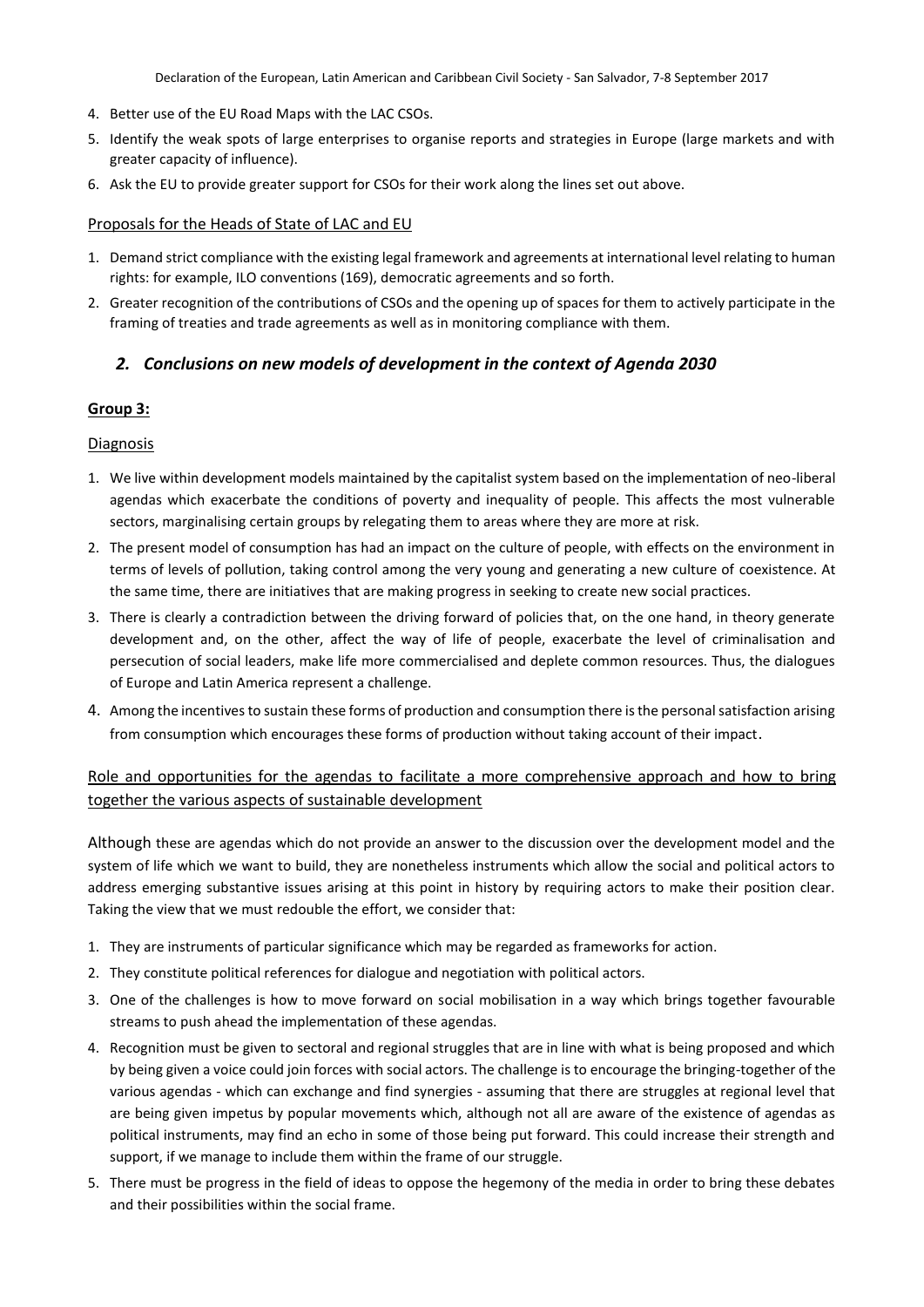4. Better use of the EU Road Maps with the LAC CSOs.
5. Identify the weak spots of large enterprises to organise reports and strategies in Europe (large markets and with greater capacity of influence).
6. Ask the EU to provide greater support for CSOs for their work along the lines set out above.

Proposals for the Heads of State of LAC and EU

1. Demand strict compliance with the existing legal framework and agreements at international level relating to human rights: for example, ILO conventions (169), democratic agreements and so forth.
2. Greater recognition of the contributions of CSOs and the opening up of spaces for them to actively participate in the framing of treaties and trade agreements as well as in monitoring compliance with them.

## *2. Conclusions on new models of development in the context of Agenda 2030*

**Group 3:**

Diagnosis

1. We live within development models maintained by the capitalist system based on the implementation of neo-liberal agendas which exacerbate the conditions of poverty and inequality of people. This affects the most vulnerable sectors, marginalising certain groups by relegating them to areas where they are more at risk.
2. The present model of consumption has had an impact on the culture of people, with effects on the environment in terms of levels of pollution, taking control among the very young and generating a new culture of coexistence. At the same time, there are initiatives that are making progress in seeking to create new social practices.
3. There is clearly a contradiction between the driving forward of policies that, on the one hand, in theory generate development and, on the other, affect the way of life of people, exacerbate the level of criminalisation and persecution of social leaders, make life more commercialised and deplete common resources. Thus, the dialogues of Europe and Latin America represent a challenge.
4. Among the incentives to sustain these forms of production and consumption there is the personal satisfaction arising from consumption which encourages these forms of production without taking account of their impact.

Role and opportunities for the agendas to facilitate a more comprehensive approach and how to bring together the various aspects of sustainable development

Although these are agendas which do not provide an answer to the discussion over the development model and the system of life which we want to build, they are nonetheless instruments which allow the social and political actors to address emerging substantive issues arising at this point in history by requiring actors to make their position clear. Taking the view that we must redouble the effort, we consider that:

1. They are instruments of particular significance which may be regarded as frameworks for action.
2. They constitute political references for dialogue and negotiation with political actors.
3. One of the challenges is how to move forward on social mobilisation in a way which brings together favourable streams to push ahead the implementation of these agendas.
4. Recognition must be given to sectoral and regional struggles that are in line with what is being proposed and which by being given a voice could join forces with social actors. The challenge is to encourage the bringing-together of the various agendas - which can exchange and find synergies - assuming that there are struggles at regional level that are being given impetus by popular movements which, although not all are aware of the existence of agendas as political instruments, may find an echo in some of those being put forward. This could increase their strength and support, if we manage to include them within the frame of our struggle.
5. There must be progress in the field of ideas to oppose the hegemony of the media in order to bring these debates and their possibilities within the social frame.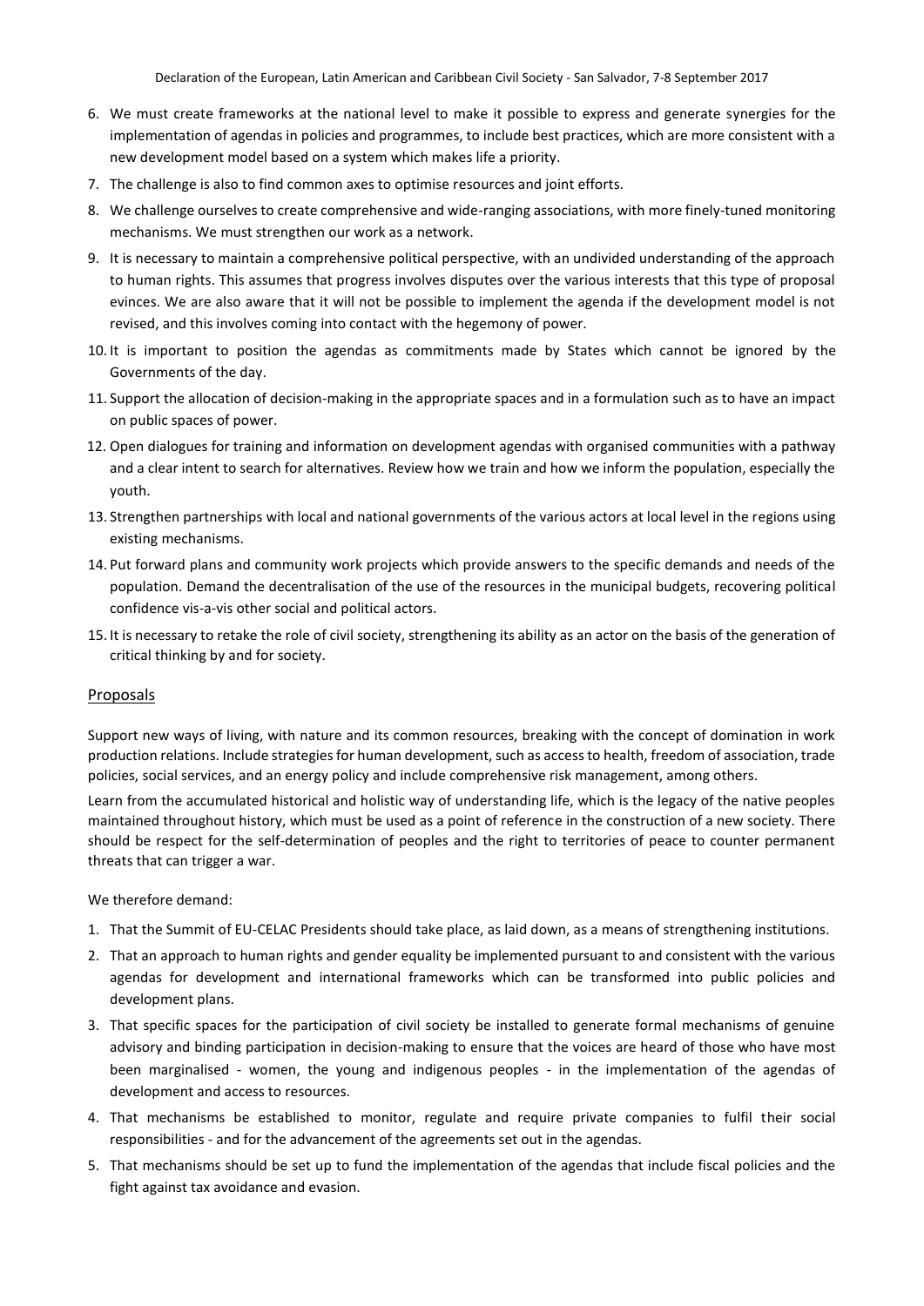6. We must create frameworks at the national level to make it possible to express and generate synergies for the implementation of agendas in policies and programmes, to include best practices, which are more consistent with a new development model based on a system which makes life a priority.
7. The challenge is also to find common axes to optimise resources and joint efforts.
8. We challenge ourselves to create comprehensive and wide-ranging associations, with more finely-tuned monitoring mechanisms. We must strengthen our work as a network.
9. It is necessary to maintain a comprehensive political perspective, with an undivided understanding of the approach to human rights. This assumes that progress involves disputes over the various interests that this type of proposal evinces. We are also aware that it will not be possible to implement the agenda if the development model is not revised, and this involves coming into contact with the hegemony of power.
10. It is important to position the agendas as commitments made by States which cannot be ignored by the Governments of the day.
11. Support the allocation of decision-making in the appropriate spaces and in a formulation such as to have an impact on public spaces of power.
12. Open dialogues for training and information on development agendas with organised communities with a pathway and a clear intent to search for alternatives. Review how we train and how we inform the population, especially the youth.
13. Strengthen partnerships with local and national governments of the various actors at local level in the regions using existing mechanisms.
14. Put forward plans and community work projects which provide answers to the specific demands and needs of the population. Demand the decentralisation of the use of the resources in the municipal budgets, recovering political confidence vis-a-vis other social and political actors.
15. It is necessary to retake the role of civil society, strengthening its ability as an actor on the basis of the generation of critical thinking by and for society.

## Proposals

Support new ways of living, with nature and its common resources, breaking with the concept of domination in work production relations. Include strategies for human development, such as access to health, freedom of association, trade policies, social services, and an energy policy and include comprehensive risk management, among others.

Learn from the accumulated historical and holistic way of understanding life, which is the legacy of the native peoples maintained throughout history, which must be used as a point of reference in the construction of a new society. There should be respect for the self-determination of peoples and the right to territories of peace to counter permanent threats that can trigger a war.

We therefore demand:

1. That the Summit of EU-CELAC Presidents should take place, as laid down, as a means of strengthening institutions.
2. That an approach to human rights and gender equality be implemented pursuant to and consistent with the various agendas for development and international frameworks which can be transformed into public policies and development plans.
3. That specific spaces for the participation of civil society be installed to generate formal mechanisms of genuine advisory and binding participation in decision-making to ensure that the voices are heard of those who have most been marginalised - women, the young and indigenous peoples - in the implementation of the agendas of development and access to resources.
4. That mechanisms be established to monitor, regulate and require private companies to fulfil their social responsibilities - and for the advancement of the agreements set out in the agendas.
5. That mechanisms should be set up to fund the implementation of the agendas that include fiscal policies and the fight against tax avoidance and evasion.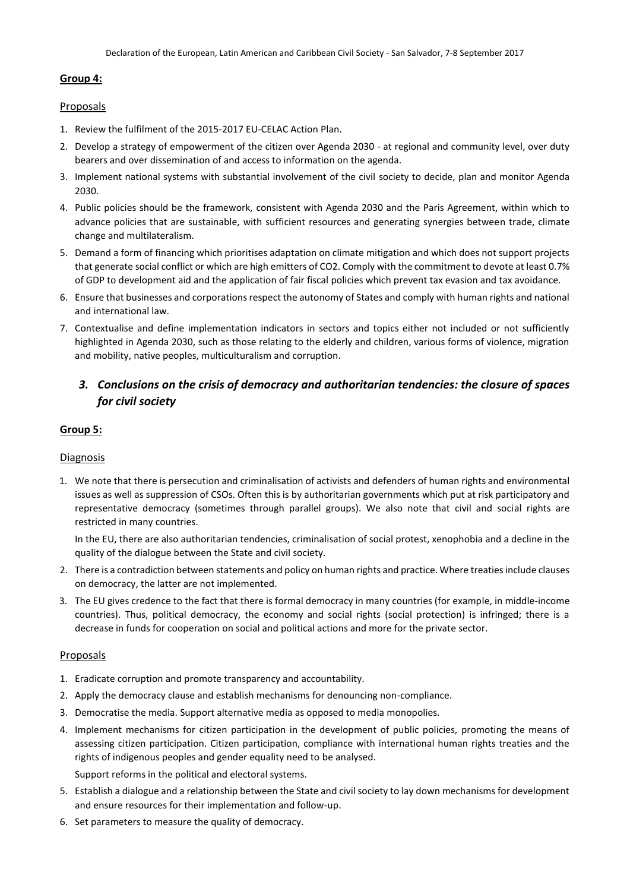**Group 4:**

Proposals

1. Review the fulfilment of the 2015-2017 EU-CELAC Action Plan.
2. Develop a strategy of empowerment of the citizen over Agenda 2030 - at regional and community level, over duty bearers and over dissemination of and access to information on the agenda.
3. Implement national systems with substantial involvement of the civil society to decide, plan and monitor Agenda 2030.
4. Public policies should be the framework, consistent with Agenda 2030 and the Paris Agreement, within which to advance policies that are sustainable, with sufficient resources and generating synergies between trade, climate change and multilateralism.
5. Demand a form of financing which prioritises adaptation on climate mitigation and which does not support projects that generate social conflict or which are high emitters of CO2. Comply with the commitment to devote at least 0.7% of GDP to development aid and the application of fair fiscal policies which prevent tax evasion and tax avoidance.
6. Ensure that businesses and corporations respect the autonomy of States and comply with human rights and national and international law.
7. Contextualise and define implementation indicators in sectors and topics either not included or not sufficiently highlighted in Agenda 2030, such as those relating to the elderly and children, various forms of violence, migration and mobility, native peoples, multiculturalism and corruption.

## *3. Conclusions on the crisis of democracy and authoritarian tendencies: the closure of spaces for civil society*

**Group 5:**

Diagnosis

1. We note that there is persecution and criminalisation of activists and defenders of human rights and environmental issues as well as suppression of CSOs. Often this is by authoritarian governments which put at risk participatory and representative democracy (sometimes through parallel groups). We also note that civil and social rights are restricted in many countries.

   In the EU, there are also authoritarian tendencies, criminalisation of social protest, xenophobia and a decline in the quality of the dialogue between the State and civil society.

2. There is a contradiction between statements and policy on human rights and practice. Where treaties include clauses on democracy, the latter are not implemented.
3. The EU gives credence to the fact that there is formal democracy in many countries (for example, in middle-income countries). Thus, political democracy, the economy and social rights (social protection) is infringed; there is a decrease in funds for cooperation on social and political actions and more for the private sector.

Proposals

1. Eradicate corruption and promote transparency and accountability.
2. Apply the democracy clause and establish mechanisms for denouncing non-compliance.
3. Democratise the media. Support alternative media as opposed to media monopolies.
4. Implement mechanisms for citizen participation in the development of public policies, promoting the means of assessing citizen participation. Citizen participation, compliance with international human rights treaties and the rights of indigenous peoples and gender equality need to be analysed.

   Support reforms in the political and electoral systems.

5. Establish a dialogue and a relationship between the State and civil society to lay down mechanisms for development and ensure resources for their implementation and follow-up.
6. Set parameters to measure the quality of democracy.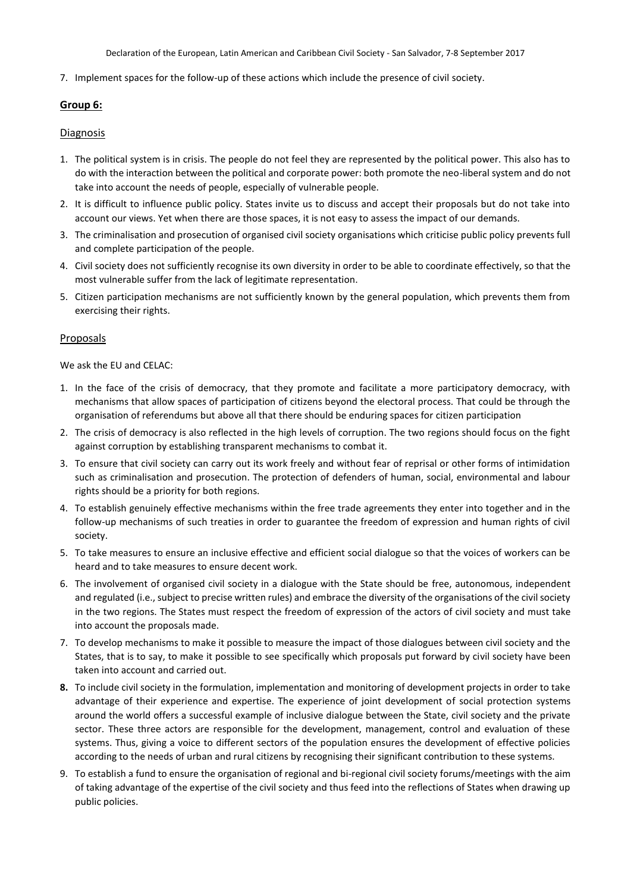7. Implement spaces for the follow-up of these actions which include the presence of civil society.

## Group 6:

### Diagnosis

1. The political system is in crisis. The people do not feel they are represented by the political power. This also has to do with the interaction between the political and corporate power: both promote the neo-liberal system and do not take into account the needs of people, especially of vulnerable people.
2. It is difficult to influence public policy. States invite us to discuss and accept their proposals but do not take into account our views. Yet when there are those spaces, it is not easy to assess the impact of our demands.
3. The criminalisation and prosecution of organised civil society organisations which criticise public policy prevents full and complete participation of the people.
4. Civil society does not sufficiently recognise its own diversity in order to be able to coordinate effectively, so that the most vulnerable suffer from the lack of legitimate representation.
5. Citizen participation mechanisms are not sufficiently known by the general population, which prevents them from exercising their rights.

### Proposals

We ask the EU and CELAC:

1. In the face of the crisis of democracy, that they promote and facilitate a more participatory democracy, with mechanisms that allow spaces of participation of citizens beyond the electoral process. That could be through the organisation of referendums but above all that there should be enduring spaces for citizen participation
2. The crisis of democracy is also reflected in the high levels of corruption. The two regions should focus on the fight against corruption by establishing transparent mechanisms to combat it.
3. To ensure that civil society can carry out its work freely and without fear of reprisal or other forms of intimidation such as criminalisation and prosecution. The protection of defenders of human, social, environmental and labour rights should be a priority for both regions.
4. To establish genuinely effective mechanisms within the free trade agreements they enter into together and in the follow-up mechanisms of such treaties in order to guarantee the freedom of expression and human rights of civil society.
5. To take measures to ensure an inclusive effective and efficient social dialogue so that the voices of workers can be heard and to take measures to ensure decent work.
6. The involvement of organised civil society in a dialogue with the State should be free, autonomous, independent and regulated (i.e., subject to precise written rules) and embrace the diversity of the organisations of the civil society in the two regions. The States must respect the freedom of expression of the actors of civil society and must take into account the proposals made.
7. To develop mechanisms to make it possible to measure the impact of those dialogues between civil society and the States, that is to say, to make it possible to see specifically which proposals put forward by civil society have been taken into account and carried out.
8. To include civil society in the formulation, implementation and monitoring of development projects in order to take advantage of their experience and expertise. The experience of joint development of social protection systems around the world offers a successful example of inclusive dialogue between the State, civil society and the private sector. These three actors are responsible for the development, management, control and evaluation of these systems. Thus, giving a voice to different sectors of the population ensures the development of effective policies according to the needs of urban and rural citizens by recognising their significant contribution to these systems.
9. To establish a fund to ensure the organisation of regional and bi-regional civil society forums/meetings with the aim of taking advantage of the expertise of the civil society and thus feed into the reflections of States when drawing up public policies.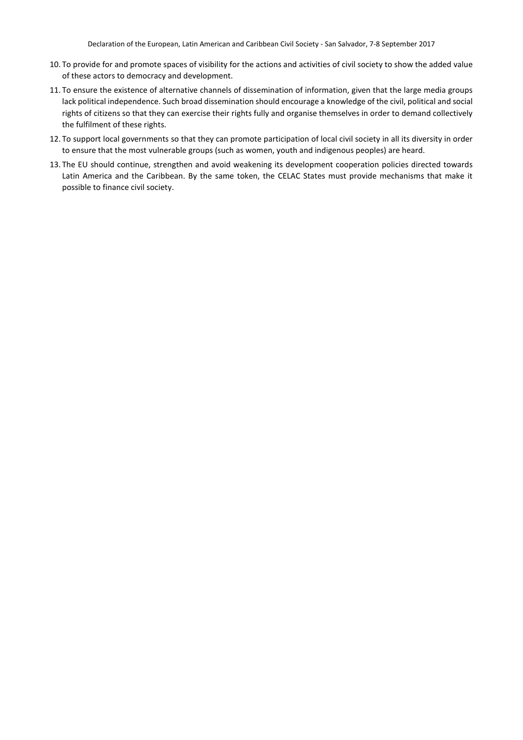10. To provide for and promote spaces of visibility for the actions and activities of civil society to show the added value of these actors to democracy and development.
11. To ensure the existence of alternative channels of dissemination of information, given that the large media groups lack political independence. Such broad dissemination should encourage a knowledge of the civil, political and social rights of citizens so that they can exercise their rights fully and organise themselves in order to demand collectively the fulfilment of these rights.
12. To support local governments so that they can promote participation of local civil society in all its diversity in order to ensure that the most vulnerable groups (such as women, youth and indigenous peoples) are heard.
13. The EU should continue, strengthen and avoid weakening its development cooperation policies directed towards Latin America and the Caribbean. By the same token, the CELAC States must provide mechanisms that make it possible to finance civil society.